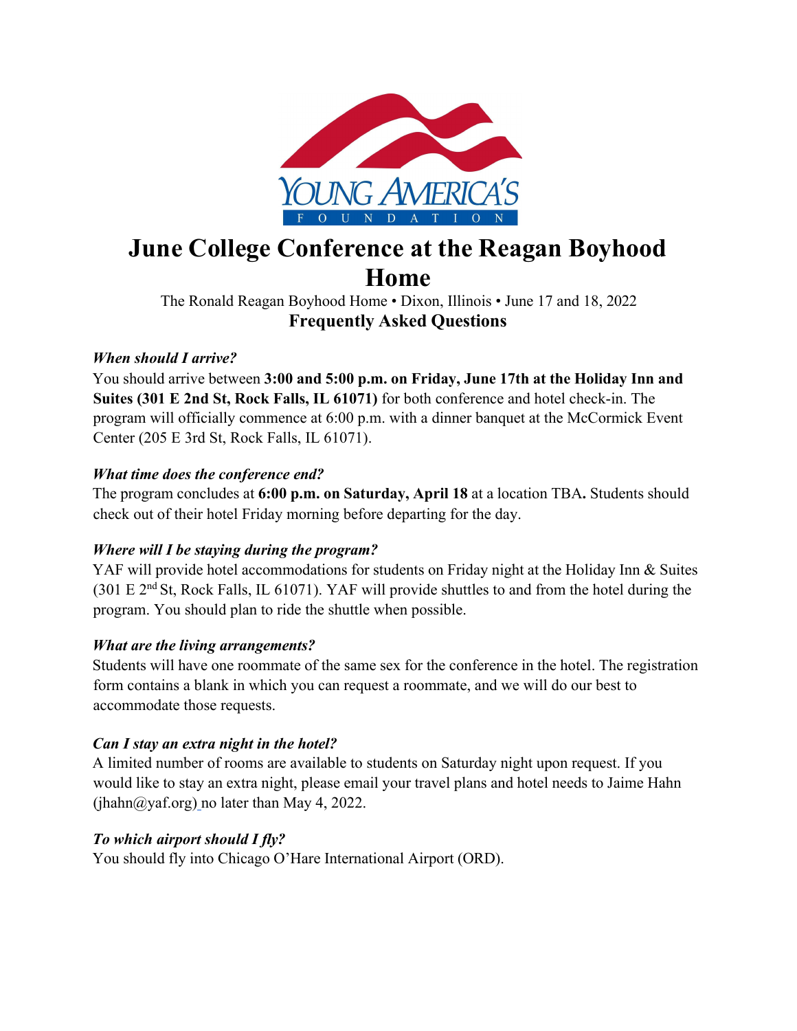# June College Conference at the Reagan Boyhood Home

The Ronald Reagan Boyhood Home • Dixon, Illinois • June 17 and 18, 2022

## Frequently Asked Questions

***When should I arrive?***

You should arrive between **3:00 and 5:00 p.m. on Friday, June 17th at the Holiday Inn and Suites (301 E 2nd St, Rock Falls, IL 61071)** for both conference and hotel check-in. The program will officially commence at 6:00 p.m. with a dinner banquet at the McCormick Event Center (205 E 3rd St, Rock Falls, IL 61071).

***What time does the conference end?***

The program concludes at **6:00 p.m. on Saturday, April 18** at a location TBA**.** Students should check out of their hotel Friday morning before departing for the day.

***Where will I be staying during the program?***

YAF will provide hotel accommodations for students on Friday night at the Holiday Inn & Suites (301 E 2nd St, Rock Falls, IL 61071). YAF will provide shuttles to and from the hotel during the program. You should plan to ride the shuttle when possible.

***What are the living arrangements?***

Students will have one roommate of the same sex for the conference in the hotel. The registration form contains a blank in which you can request a roommate, and we will do our best to accommodate those requests.

***Can I stay an extra night in the hotel?***

A limited number of rooms are available to students on Saturday night upon request. If you would like to stay an extra night, please email your travel plans and hotel needs to Jaime Hahn (jhahn@yaf.org) no later than May 4, 2022.

***To which airport should I fly?***

You should fly into Chicago O'Hare International Airport (ORD).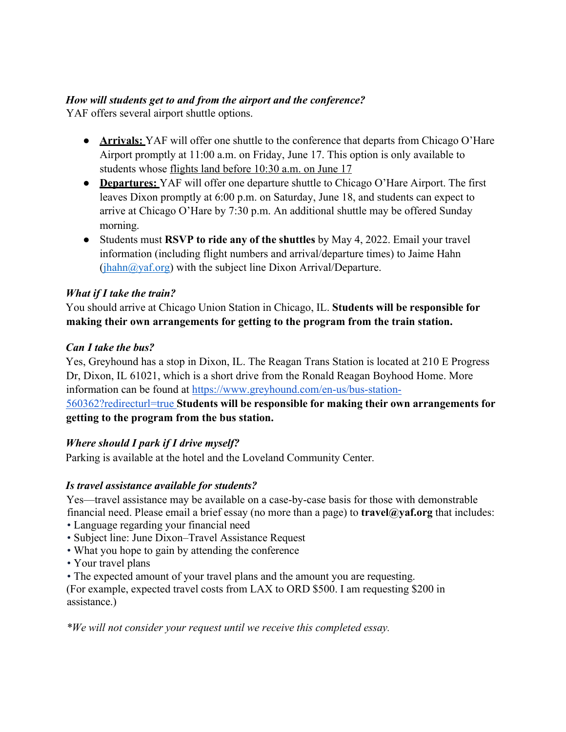***How will students get to and from the airport and the conference?***

YAF offers several airport shuttle options.

- **Arrivals:** YAF will offer one shuttle to the conference that departs from Chicago O'Hare Airport promptly at 11:00 a.m. on Friday, June 17. This option is only available to students whose flights land before 10:30 a.m. on June 17
- **Departures:** YAF will offer one departure shuttle to Chicago O'Hare Airport. The first leaves Dixon promptly at 6:00 p.m. on Saturday, June 18, and students can expect to arrive at Chicago O'Hare by 7:30 p.m. An additional shuttle may be offered Sunday morning.
- Students must **RSVP to ride any of the shuttles** by May 4, 2022. Email your travel information (including flight numbers and arrival/departure times) to Jaime Hahn (jhahn@yaf.org) with the subject line Dixon Arrival/Departure.

***What if I take the train?***

You should arrive at Chicago Union Station in Chicago, IL. **Students will be responsible for making their own arrangements for getting to the program from the train station.**

***Can I take the bus?***

Yes, Greyhound has a stop in Dixon, IL. The Reagan Trans Station is located at 210 E Progress Dr, Dixon, IL 61021, which is a short drive from the Ronald Reagan Boyhood Home. More information can be found at https://www.greyhound.com/en-us/bus-station-560362?redirecturl=true **Students will be responsible for making their own arrangements for getting to the program from the bus station.**

***Where should I park if I drive myself?***

Parking is available at the hotel and the Loveland Community Center.

***Is travel assistance available for students?***

Yes—travel assistance may be available on a case-by-case basis for those with demonstrable financial need. Please email a brief essay (no more than a page) to **travel@yaf.org** that includes:

• Language regarding your financial need
• Subject line: June Dixon–Travel Assistance Request
• What you hope to gain by attending the conference
• Your travel plans
• The expected amount of your travel plans and the amount you are requesting.
(For example, expected travel costs from LAX to ORD $500. I am requesting $200 in assistance.)

*\*We will not consider your request until we receive this completed essay.*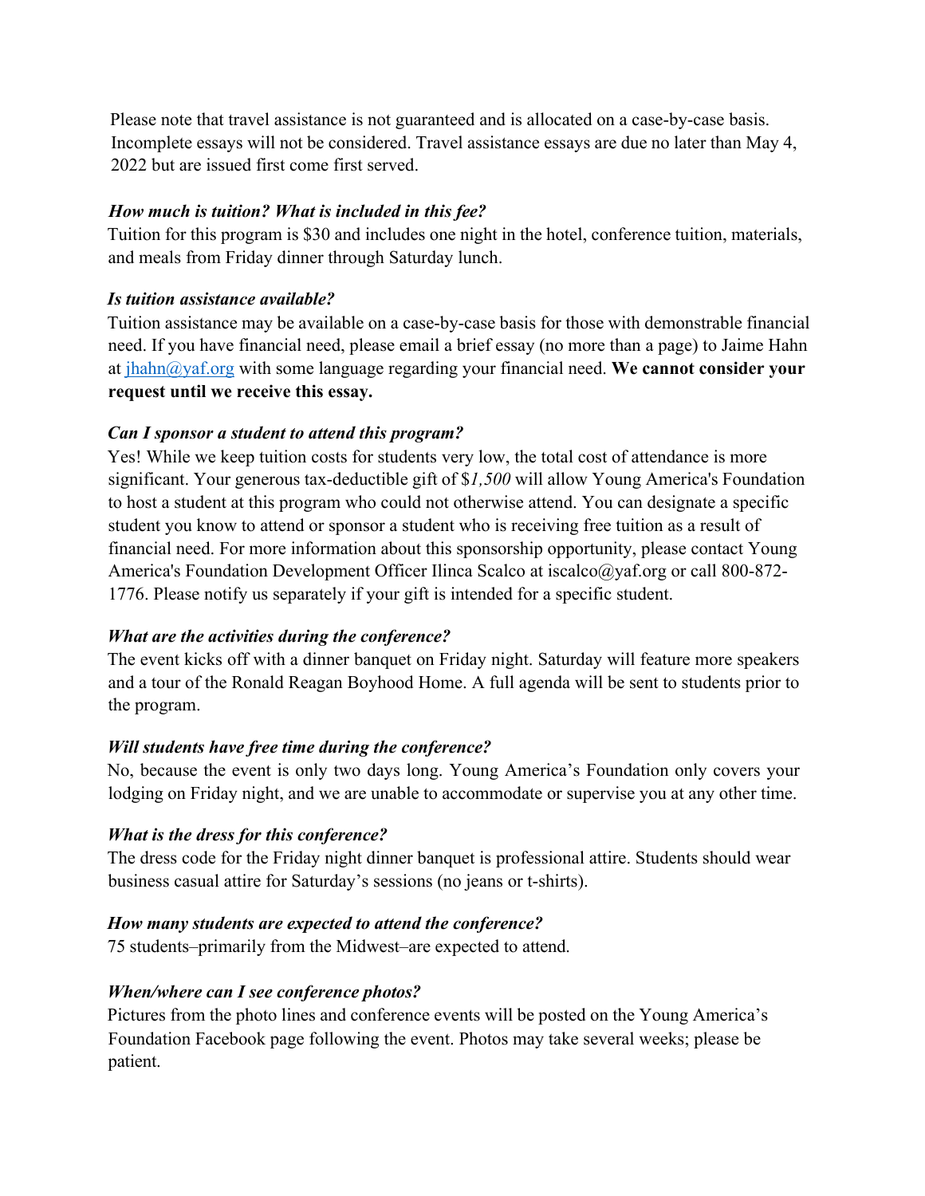Please note that travel assistance is not guaranteed and is allocated on a case-by-case basis. Incomplete essays will not be considered. Travel assistance essays are due no later than May 4, 2022 but are issued first come first served.

***How much is tuition? What is included in this fee?***

Tuition for this program is $30 and includes one night in the hotel, conference tuition, materials, and meals from Friday dinner through Saturday lunch.

***Is tuition assistance available?***

Tuition assistance may be available on a case-by-case basis for those with demonstrable financial need. If you have financial need, please email a brief essay (no more than a page) to Jaime Hahn at [jhahn@yaf.org](mailto:jhahn@yaf.org) with some language regarding your financial need. **We cannot consider your request until we receive this essay.**

***Can I sponsor a student to attend this program?***

Yes! While we keep tuition costs for students very low, the total cost of attendance is more significant. Your generous tax-deductible gift of $*1,500* will allow Young America's Foundation to host a student at this program who could not otherwise attend. You can designate a specific student you know to attend or sponsor a student who is receiving free tuition as a result of financial need. For more information about this sponsorship opportunity, please contact Young America's Foundation Development Officer Ilinca Scalco at iscalco@yaf.org or call 800-872-1776. Please notify us separately if your gift is intended for a specific student.

***What are the activities during the conference?***

The event kicks off with a dinner banquet on Friday night. Saturday will feature more speakers and a tour of the Ronald Reagan Boyhood Home. A full agenda will be sent to students prior to the program.

***Will students have free time during the conference?***

No, because the event is only two days long. Young America's Foundation only covers your lodging on Friday night, and we are unable to accommodate or supervise you at any other time.

***What is the dress for this conference?***

The dress code for the Friday night dinner banquet is professional attire. Students should wear business casual attire for Saturday's sessions (no jeans or t-shirts).

***How many students are expected to attend the conference?***

75 students–primarily from the Midwest–are expected to attend.

***When/where can I see conference photos?***

Pictures from the photo lines and conference events will be posted on the Young America's Foundation Facebook page following the event. Photos may take several weeks; please be patient.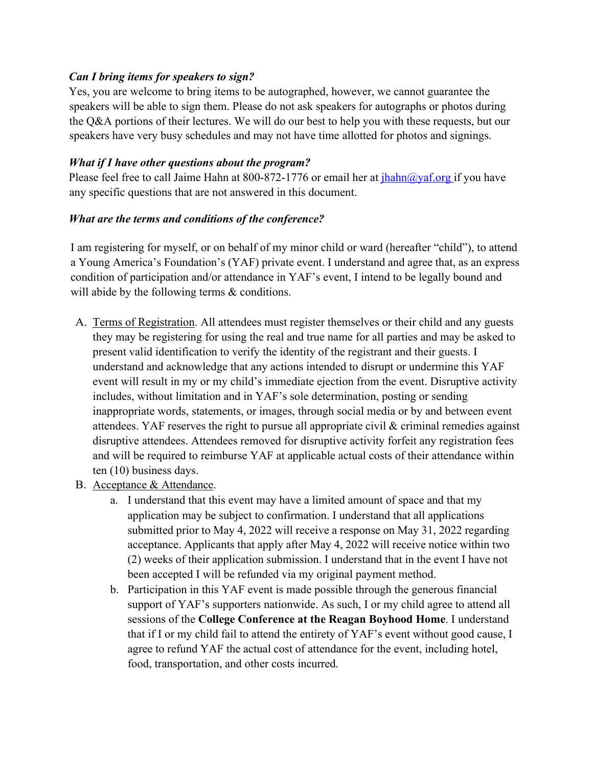***Can I bring items for speakers to sign?***

Yes, you are welcome to bring items to be autographed, however, we cannot guarantee the speakers will be able to sign them. Please do not ask speakers for autographs or photos during the Q&A portions of their lectures. We will do our best to help you with these requests, but our speakers have very busy schedules and may not have time allotted for photos and signings.

***What if I have other questions about the program?***

Please feel free to call Jaime Hahn at 800-872-1776 or email her at [jhahn@yaf.org](mailto:jhahn@yaf.org) if you have any specific questions that are not answered in this document.

***What are the terms and conditions of the conference?***

I am registering for myself, or on behalf of my minor child or ward (hereafter "child"), to attend a Young America's Foundation's (YAF) private event. I understand and agree that, as an express condition of participation and/or attendance in YAF's event, I intend to be legally bound and will abide by the following terms & conditions.

A. Terms of Registration. All attendees must register themselves or their child and any guests they may be registering for using the real and true name for all parties and may be asked to present valid identification to verify the identity of the registrant and their guests. I understand and acknowledge that any actions intended to disrupt or undermine this YAF event will result in my or my child's immediate ejection from the event. Disruptive activity includes, without limitation and in YAF's sole determination, posting or sending inappropriate words, statements, or images, through social media or by and between event attendees. YAF reserves the right to pursue all appropriate civil & criminal remedies against disruptive attendees. Attendees removed for disruptive activity forfeit any registration fees and will be required to reimburse YAF at applicable actual costs of their attendance within ten (10) business days.

B. Acceptance & Attendance.
   a. I understand that this event may have a limited amount of space and that my application may be subject to confirmation. I understand that all applications submitted prior to May 4, 2022 will receive a response on May 31, 2022 regarding acceptance. Applicants that apply after May 4, 2022 will receive notice within two (2) weeks of their application submission. I understand that in the event I have not been accepted I will be refunded via my original payment method.
   b. Participation in this YAF event is made possible through the generous financial support of YAF's supporters nationwide. As such, I or my child agree to attend all sessions of the **College Conference at the Reagan Boyhood Home**. I understand that if I or my child fail to attend the entirety of YAF's event without good cause, I agree to refund YAF the actual cost of attendance for the event, including hotel, food, transportation, and other costs incurred.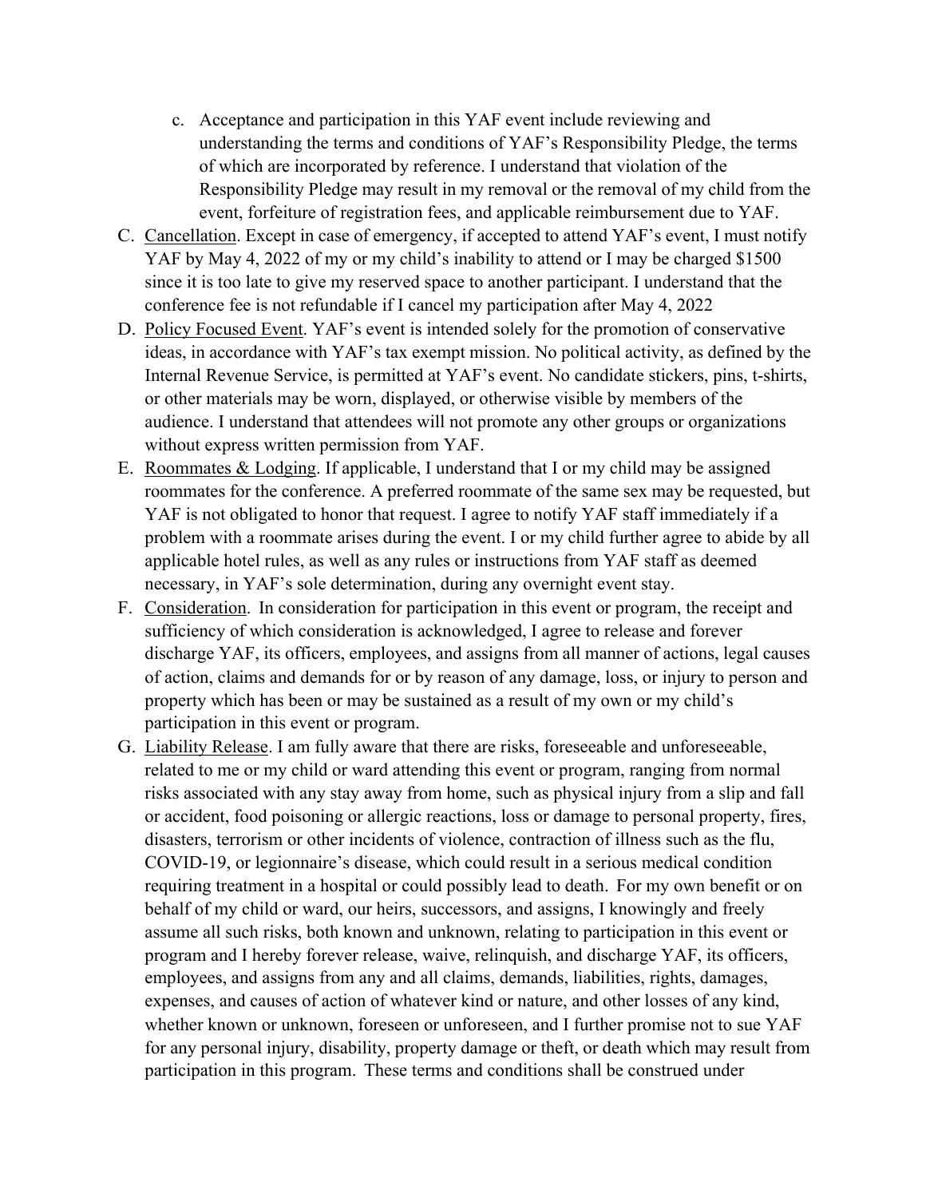c. Acceptance and participation in this YAF event include reviewing and understanding the terms and conditions of YAF's Responsibility Pledge, the terms of which are incorporated by reference. I understand that violation of the Responsibility Pledge may result in my removal or the removal of my child from the event, forfeiture of registration fees, and applicable reimbursement due to YAF.

C. <u>Cancellation</u>. Except in case of emergency, if accepted to attend YAF's event, I must notify YAF by May 4, 2022 of my or my child's inability to attend or I may be charged $1500 since it is too late to give my reserved space to another participant. I understand that the conference fee is not refundable if I cancel my participation after May 4, 2022

D. <u>Policy Focused Event</u>. YAF's event is intended solely for the promotion of conservative ideas, in accordance with YAF's tax exempt mission. No political activity, as defined by the Internal Revenue Service, is permitted at YAF's event. No candidate stickers, pins, t-shirts, or other materials may be worn, displayed, or otherwise visible by members of the audience. I understand that attendees will not promote any other groups or organizations without express written permission from YAF.

E. <u>Roommates & Lodging</u>. If applicable, I understand that I or my child may be assigned roommates for the conference. A preferred roommate of the same sex may be requested, but YAF is not obligated to honor that request. I agree to notify YAF staff immediately if a problem with a roommate arises during the event. I or my child further agree to abide by all applicable hotel rules, as well as any rules or instructions from YAF staff as deemed necessary, in YAF's sole determination, during any overnight event stay.

F. <u>Consideration</u>. In consideration for participation in this event or program, the receipt and sufficiency of which consideration is acknowledged, I agree to release and forever discharge YAF, its officers, employees, and assigns from all manner of actions, legal causes of action, claims and demands for or by reason of any damage, loss, or injury to person and property which has been or may be sustained as a result of my own or my child's participation in this event or program.

G. <u>Liability Release</u>. I am fully aware that there are risks, foreseeable and unforeseeable, related to me or my child or ward attending this event or program, ranging from normal risks associated with any stay away from home, such as physical injury from a slip and fall or accident, food poisoning or allergic reactions, loss or damage to personal property, fires, disasters, terrorism or other incidents of violence, contraction of illness such as the flu, COVID-19, or legionnaire's disease, which could result in a serious medical condition requiring treatment in a hospital or could possibly lead to death. For my own benefit or on behalf of my child or ward, our heirs, successors, and assigns, I knowingly and freely assume all such risks, both known and unknown, relating to participation in this event or program and I hereby forever release, waive, relinquish, and discharge YAF, its officers, employees, and assigns from any and all claims, demands, liabilities, rights, damages, expenses, and causes of action of whatever kind or nature, and other losses of any kind, whether known or unknown, foreseen or unforeseen, and I further promise not to sue YAF for any personal injury, disability, property damage or theft, or death which may result from participation in this program. These terms and conditions shall be construed under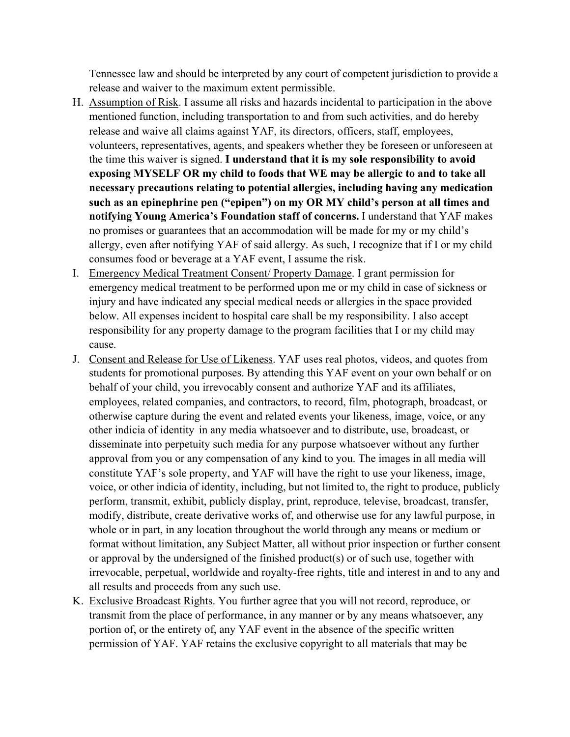Tennessee law and should be interpreted by any court of competent jurisdiction to provide a release and waiver to the maximum extent permissible.

H. <u>Assumption of Risk</u>. I assume all risks and hazards incidental to participation in the above mentioned function, including transportation to and from such activities, and do hereby release and waive all claims against YAF, its directors, officers, staff, employees, volunteers, representatives, agents, and speakers whether they be foreseen or unforeseen at the time this waiver is signed. **I understand that it is my sole responsibility to avoid exposing MYSELF OR my child to foods that WE may be allergic to and to take all necessary precautions relating to potential allergies, including having any medication such as an epinephrine pen ("epipen") on my OR MY child's person at all times and notifying Young America's Foundation staff of concerns.** I understand that YAF makes no promises or guarantees that an accommodation will be made for my or my child's allergy, even after notifying YAF of said allergy. As such, I recognize that if I or my child consumes food or beverage at a YAF event, I assume the risk.

I. <u>Emergency Medical Treatment Consent/ Property Damage</u>. I grant permission for emergency medical treatment to be performed upon me or my child in case of sickness or injury and have indicated any special medical needs or allergies in the space provided below. All expenses incident to hospital care shall be my responsibility. I also accept responsibility for any property damage to the program facilities that I or my child may cause.

J. <u>Consent and Release for Use of Likeness</u>. YAF uses real photos, videos, and quotes from students for promotional purposes. By attending this YAF event on your own behalf or on behalf of your child, you irrevocably consent and authorize YAF and its affiliates, employees, related companies, and contractors, to record, film, photograph, broadcast, or otherwise capture during the event and related events your likeness, image, voice, or any other indicia of identity in any media whatsoever and to distribute, use, broadcast, or disseminate into perpetuity such media for any purpose whatsoever without any further approval from you or any compensation of any kind to you. The images in all media will constitute YAF's sole property, and YAF will have the right to use your likeness, image, voice, or other indicia of identity, including, but not limited to, the right to produce, publicly perform, transmit, exhibit, publicly display, print, reproduce, televise, broadcast, transfer, modify, distribute, create derivative works of, and otherwise use for any lawful purpose, in whole or in part, in any location throughout the world through any means or medium or format without limitation, any Subject Matter, all without prior inspection or further consent or approval by the undersigned of the finished product(s) or of such use, together with irrevocable, perpetual, worldwide and royalty-free rights, title and interest in and to any and all results and proceeds from any such use.

K. <u>Exclusive Broadcast Rights</u>. You further agree that you will not record, reproduce, or transmit from the place of performance, in any manner or by any means whatsoever, any portion of, or the entirety of, any YAF event in the absence of the specific written permission of YAF. YAF retains the exclusive copyright to all materials that may be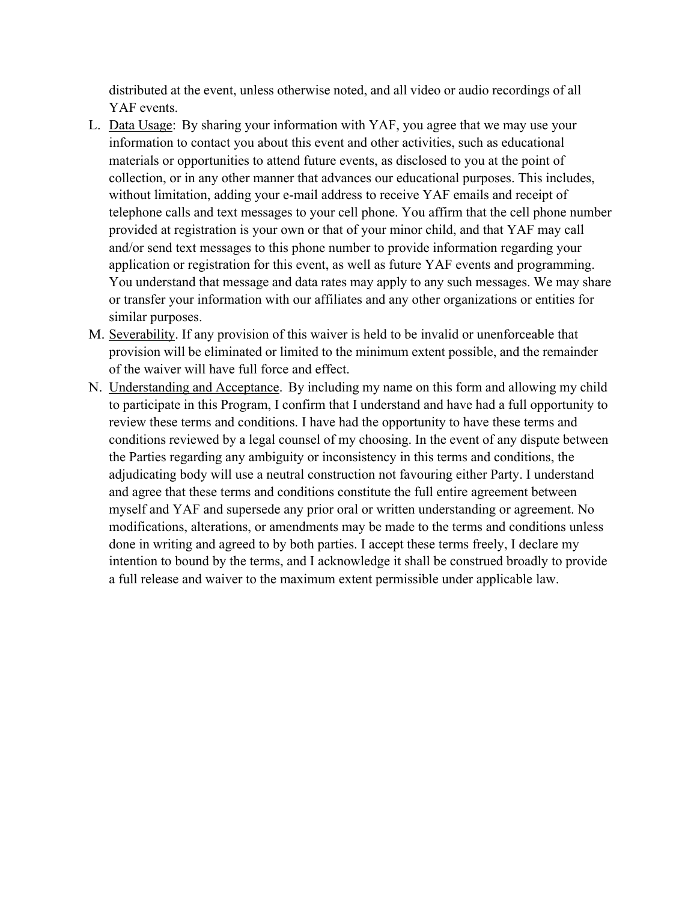distributed at the event, unless otherwise noted, and all video or audio recordings of all YAF events.

L. Data Usage: By sharing your information with YAF, you agree that we may use your information to contact you about this event and other activities, such as educational materials or opportunities to attend future events, as disclosed to you at the point of collection, or in any other manner that advances our educational purposes. This includes, without limitation, adding your e-mail address to receive YAF emails and receipt of telephone calls and text messages to your cell phone. You affirm that the cell phone number provided at registration is your own or that of your minor child, and that YAF may call and/or send text messages to this phone number to provide information regarding your application or registration for this event, as well as future YAF events and programming. You understand that message and data rates may apply to any such messages. We may share or transfer your information with our affiliates and any other organizations or entities for similar purposes.

M. Severability. If any provision of this waiver is held to be invalid or unenforceable that provision will be eliminated or limited to the minimum extent possible, and the remainder of the waiver will have full force and effect.

N. Understanding and Acceptance. By including my name on this form and allowing my child to participate in this Program, I confirm that I understand and have had a full opportunity to review these terms and conditions. I have had the opportunity to have these terms and conditions reviewed by a legal counsel of my choosing. In the event of any dispute between the Parties regarding any ambiguity or inconsistency in this terms and conditions, the adjudicating body will use a neutral construction not favouring either Party. I understand and agree that these terms and conditions constitute the full entire agreement between myself and YAF and supersede any prior oral or written understanding or agreement. No modifications, alterations, or amendments may be made to the terms and conditions unless done in writing and agreed to by both parties. I accept these terms freely, I declare my intention to bound by the terms, and I acknowledge it shall be construed broadly to provide a full release and waiver to the maximum extent permissible under applicable law.